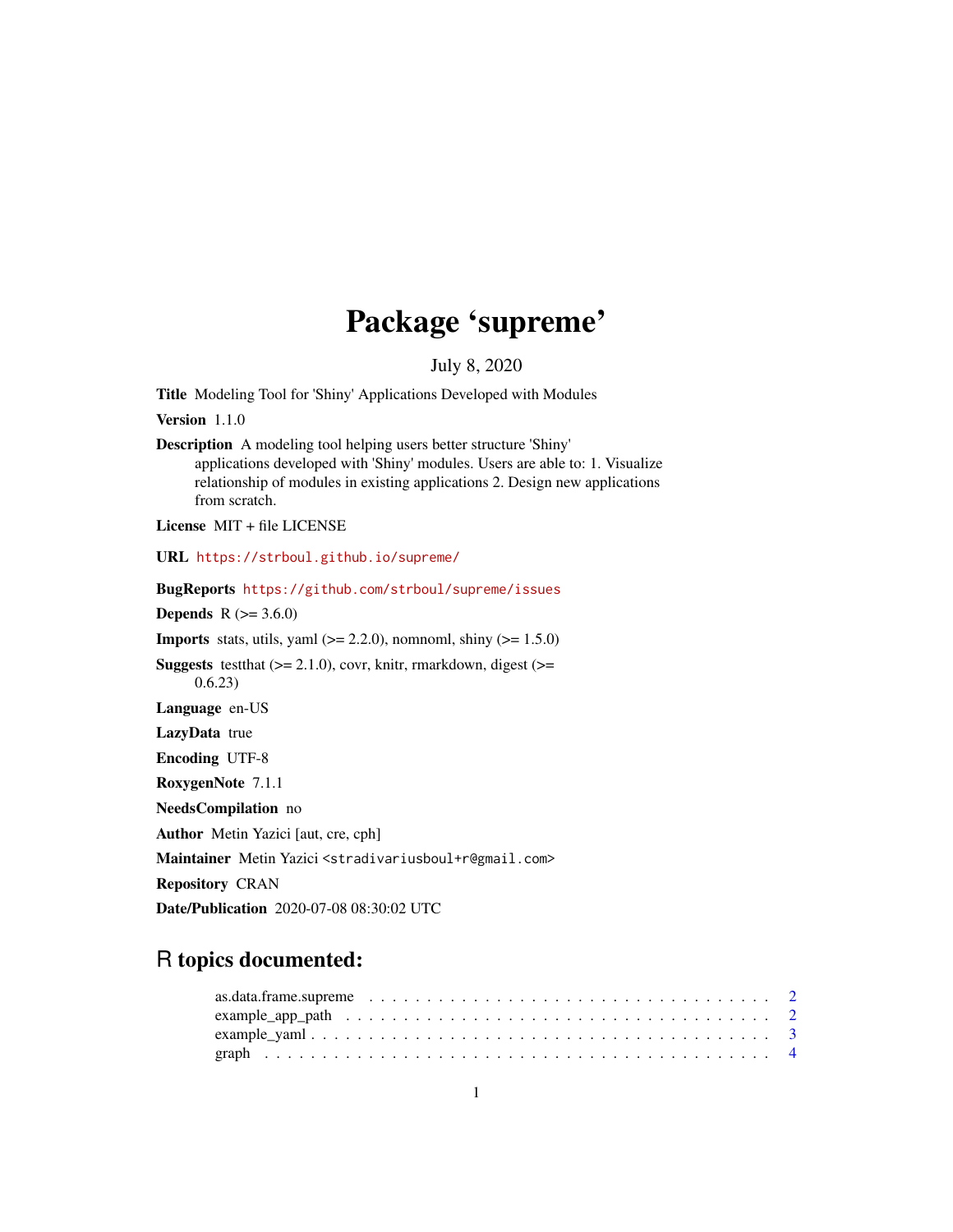# Package 'supreme'

July 8, 2020

**Title** Modeling Tool for 'Shiny' Applications Developed with Modules

**Version** 1.1.0

**Description** A modeling tool helping users better structure 'Shiny' applications developed with 'Shiny' modules. Users are able to: 1. Visualize relationship of modules in existing applications 2. Design new applications from scratch.

**License** MIT + file LICENSE

**URL** https://strboul.github.io/supreme/

**BugReports** https://github.com/strboul/supreme/issues

**Depends** R (>= 3.6.0)

**Imports** stats, utils, yaml (>= 2.2.0), nomnoml, shiny (>= 1.5.0)

**Suggests** testthat (>= 2.1.0), covr, knitr, rmarkdown, digest (>= 0.6.23)

**Language** en-US

**LazyData** true

**Encoding** UTF-8

**RoxygenNote** 7.1.1

**NeedsCompilation** no

**Author** Metin Yazici [aut, cre, cph]

**Maintainer** Metin Yazici <stradivariusboul+r@gmail.com>

**Repository** CRAN

**Date/Publication** 2020-07-08 08:30:02 UTC

## R topics documented:

as.data.frame.supreme . . . . . . . . . . . . . . . . . . . . . . . . . . . . . . . . . . . . 2
example_app_path . . . . . . . . . . . . . . . . . . . . . . . . . . . . . . . . . . . . . . . 2
example_yaml . . . . . . . . . . . . . . . . . . . . . . . . . . . . . . . . . . . . . . . . . 3
graph . . . . . . . . . . . . . . . . . . . . . . . . . . . . . . . . . . . . . . . . . . . . . . 4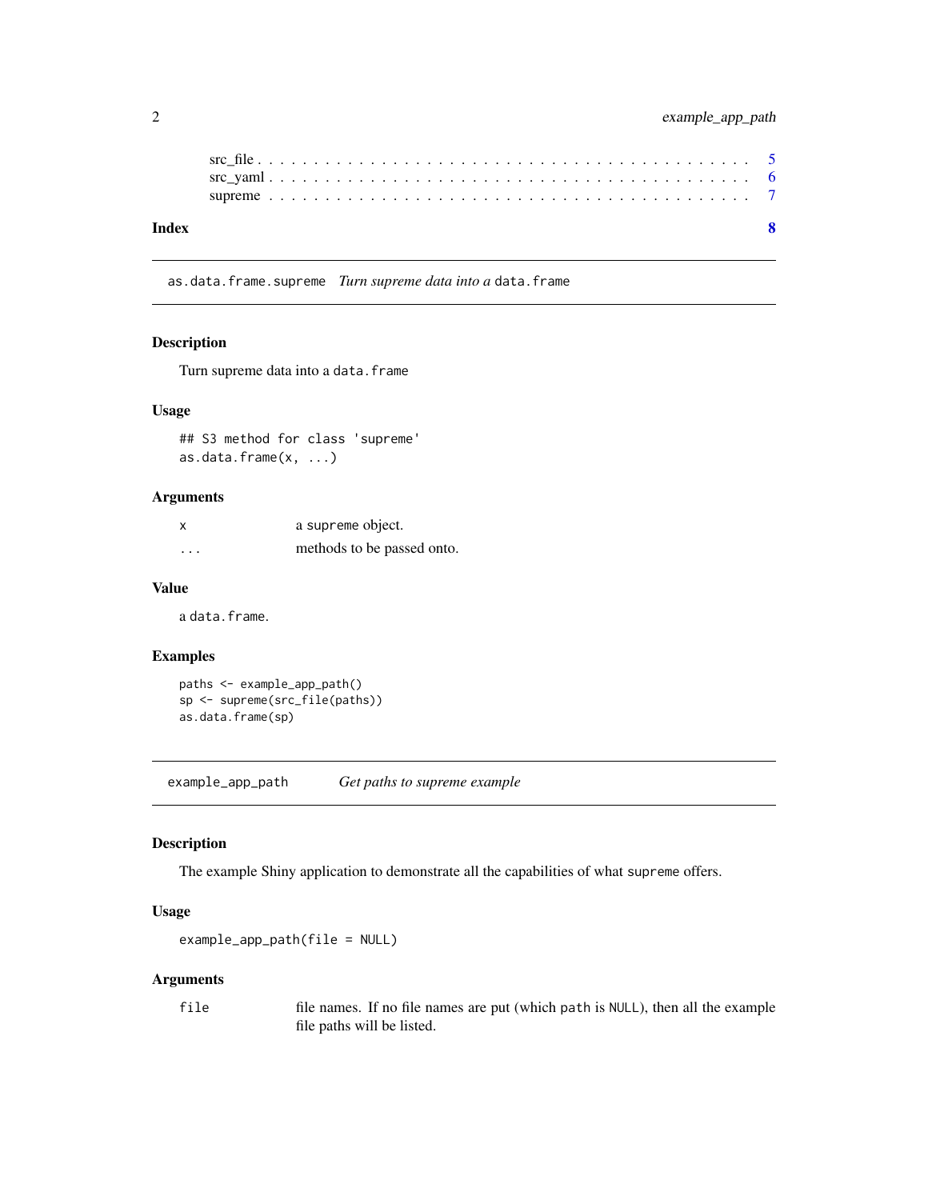src_file . . . . . . . . . . . . . . . . . . . . . . . . . . . . . . . . . . . . . . . . 5
src_yaml . . . . . . . . . . . . . . . . . . . . . . . . . . . . . . . . . . . . . . . 6
supreme . . . . . . . . . . . . . . . . . . . . . . . . . . . . . . . . . . . . . . . . 7

**Index** **8**

---

## `as.data.frame.supreme` *Turn supreme data into a* `data.frame`

### Description

Turn supreme data into a `data.frame`

### Usage

```
## S3 method for class 'supreme'
as.data.frame(x, ...)
```

### Arguments

| | |
|---|---|
| `x` | a `supreme` object. |
| `...` | methods to be passed onto. |

### Value

a `data.frame`.

### Examples

```
paths <- example_app_path()
sp <- supreme(src_file(paths))
as.data.frame(sp)
```

---

## `example_app_path` *Get paths to supreme example*

### Description

The example Shiny application to demonstrate all the capabilities of what `supreme` offers.

### Usage

```
example_app_path(file = NULL)
```

### Arguments

| | |
|---|---|
| `file` | file names. If no file names are put (which `path` is `NULL`), then all the example file paths will be listed. |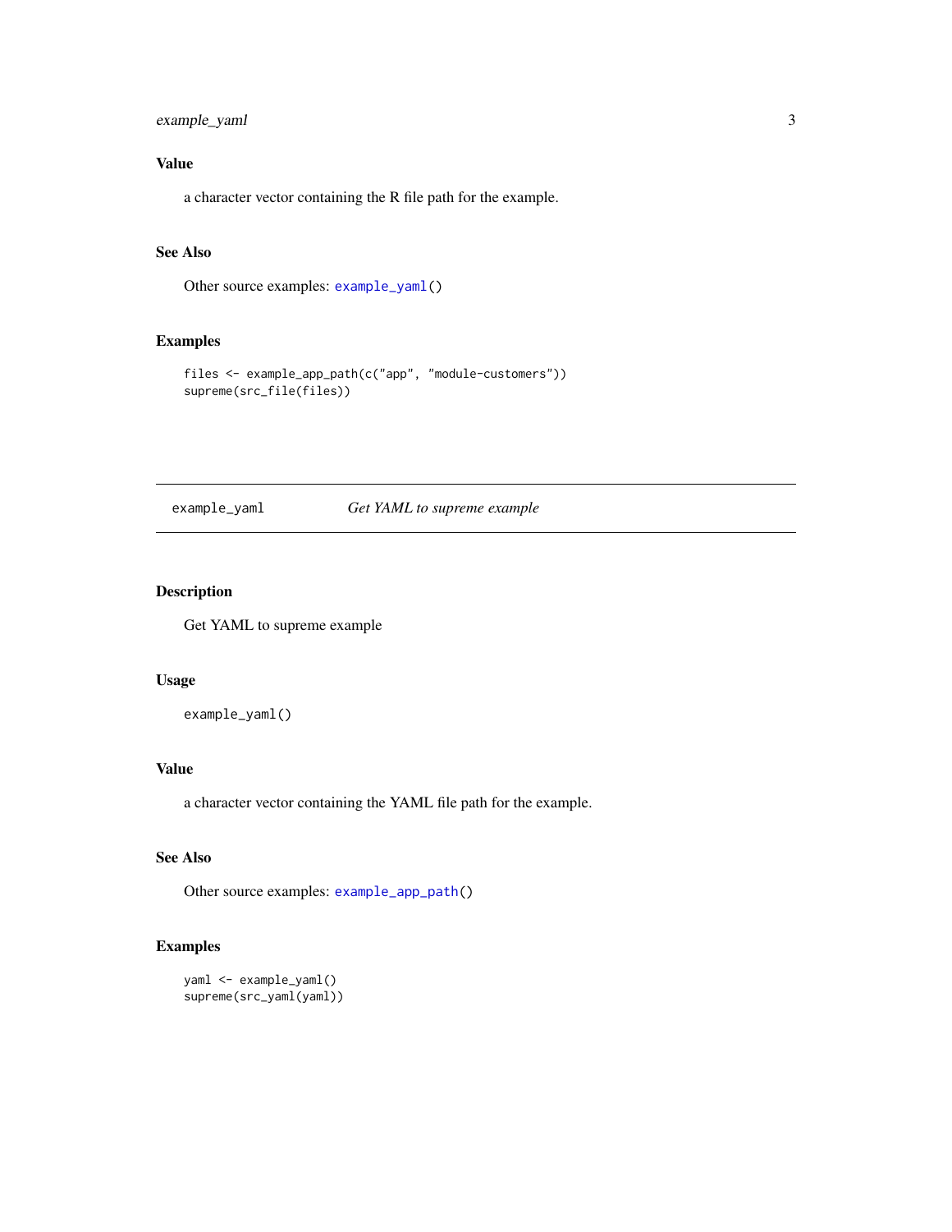### Value

a character vector containing the R file path for the example.

### See Also

Other source examples: `example_yaml()`

### Examples

```
files <- example_app_path(c("app", "module-customers"))
supreme(src_file(files))
```

---

## example_yaml *Get YAML to supreme example*

---

### Description

Get YAML to supreme example

### Usage

```
example_yaml()
```

### Value

a character vector containing the YAML file path for the example.

### See Also

Other source examples: `example_app_path()`

### Examples

```
yaml <- example_yaml()
supreme(src_yaml(yaml))
```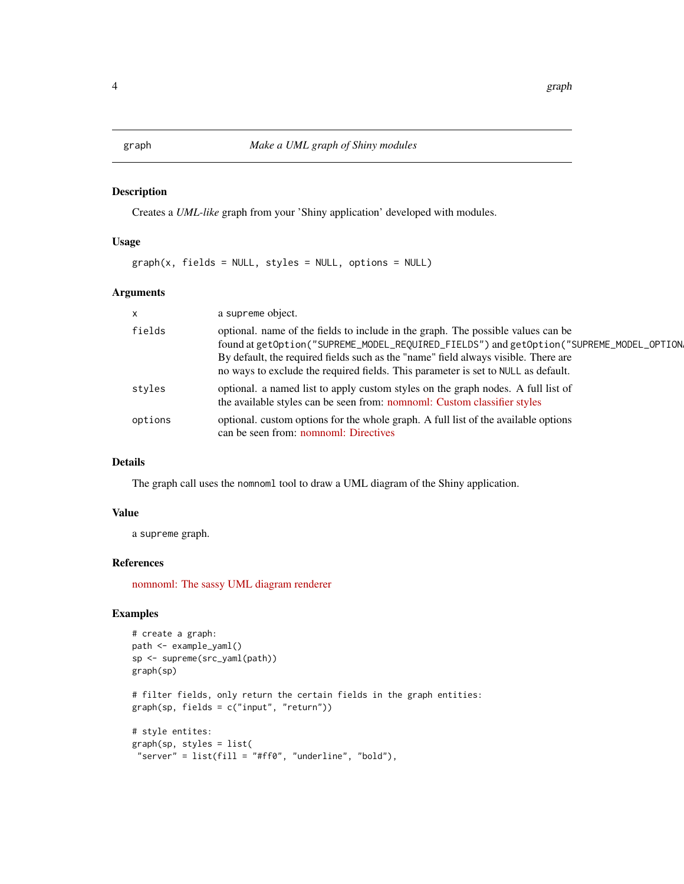# graph — *Make a UML graph of Shiny modules*

## Description

Creates a *UML-like* graph from your 'Shiny application' developed with modules.

## Usage

```
graph(x, fields = NULL, styles = NULL, options = NULL)
```

## Arguments

- `x` — a `supreme` object.
- `fields` — optional. name of the fields to include in the graph. The possible values can be found at `getOption("SUPREME_MODEL_REQUIRED_FIELDS")` and `getOption("SUPREME_MODEL_OPTION`. By default, the required fields such as the "name" field always visible. There are no ways to exclude the required fields. This parameter is set to `NULL` as default.
- `styles` — optional. a named list to apply custom styles on the graph nodes. A full list of the available styles can be seen from: nomnoml: Custom classifier styles
- `options` — optional. custom options for the whole graph. A full list of the available options can be seen from: nomnoml: Directives

## Details

The graph call uses the `nomnoml` tool to draw a UML diagram of the Shiny application.

## Value

a `supreme` graph.

## References

nomnoml: The sassy UML diagram renderer

## Examples

```
# create a graph:
path <- example_yaml()
sp <- supreme(src_yaml(path))
graph(sp)

# filter fields, only return the certain fields in the graph entities:
graph(sp, fields = c("input", "return"))

# style entites:
graph(sp, styles = list(
 "server" = list(fill = "#ff0", "underline", "bold"),
```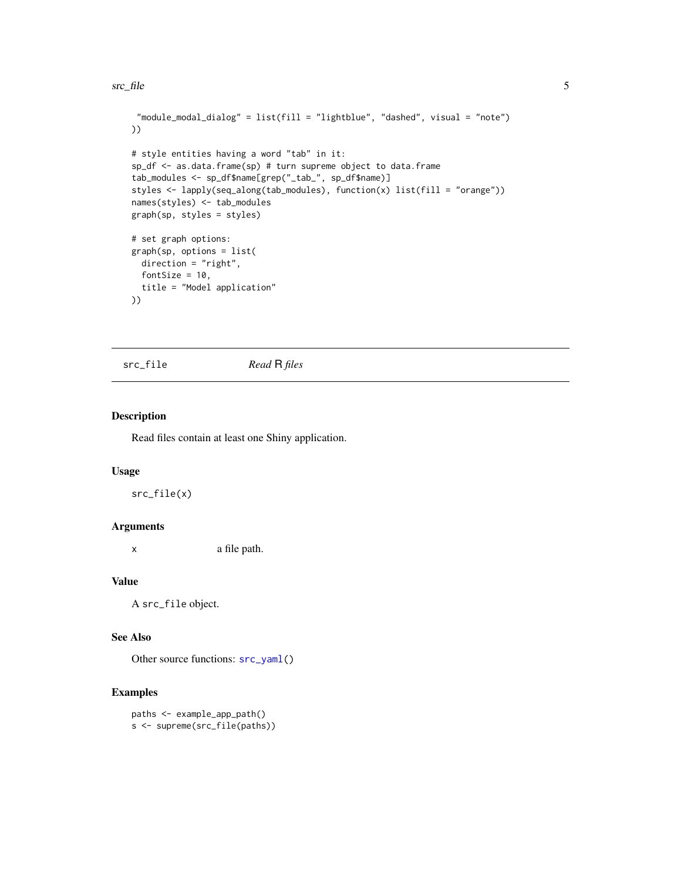```
 "module_modal_dialog" = list(fill = "lightblue", "dashed", visual = "note")
))

# style entities having a word "tab" in it:
sp_df <- as.data.frame(sp) # turn supreme object to data.frame
tab_modules <- sp_df$name[grep("_tab_", sp_df$name)]
styles <- lapply(seq_along(tab_modules), function(x) list(fill = "orange"))
names(styles) <- tab_modules
graph(sp, styles = styles)

# set graph options:
graph(sp, options = list(
  direction = "right",
  fontSize = 10,
  title = "Model application"
))
```

---

## src_file — *Read R files*

### Description

Read files contain at least one Shiny application.

### Usage

```
src_file(x)
```

### Arguments

| | |
|---|---|
| `x` | a file path. |

### Value

A `src_file` object.

### See Also

Other source functions: `src_yaml()`

### Examples

```
paths <- example_app_path()
s <- supreme(src_file(paths))
```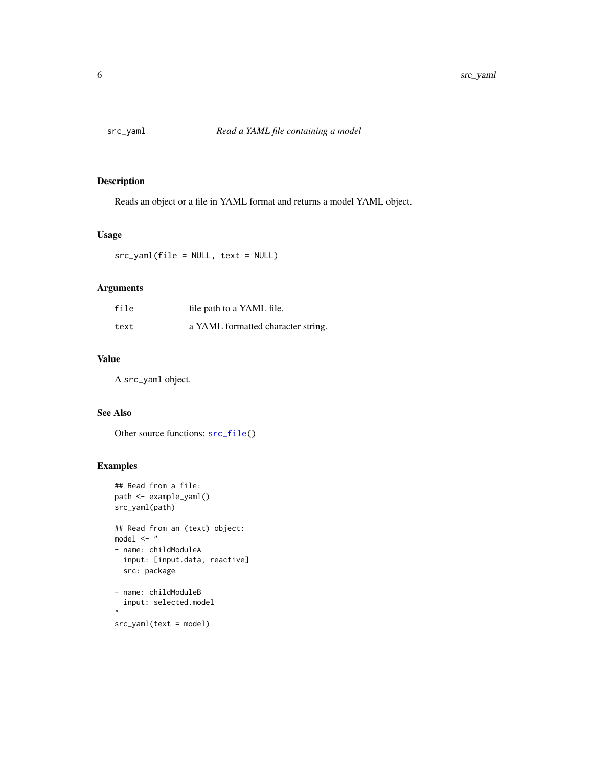# src_yaml — *Read a YAML file containing a model*

## Description

Reads an object or a file in YAML format and returns a model YAML object.

## Usage

```
src_yaml(file = NULL, text = NULL)
```

## Arguments

| | |
|---|---|
| `file` | file path to a YAML file. |
| `text` | a YAML formatted character string. |

## Value

A `src_yaml` object.

## See Also

Other source functions: `src_file()`

## Examples

```
## Read from a file:
path <- example_yaml()
src_yaml(path)

## Read from an (text) object:
model <- "
- name: childModuleA
  input: [input.data, reactive]
  src: package

- name: childModuleB
  input: selected.model
"
src_yaml(text = model)
```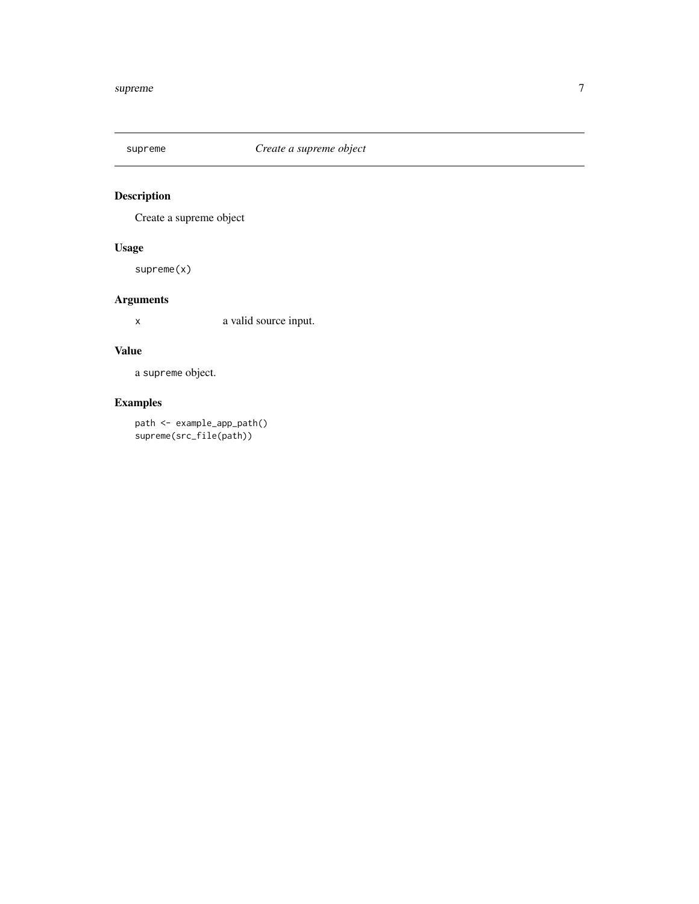## supreme — *Create a supreme object*

### Description

Create a supreme object

### Usage

```
supreme(x)
```

### Arguments

| | |
|---|---|
| x | a valid source input. |

### Value

a `supreme` object.

### Examples

```
path <- example_app_path()
supreme(src_file(path))
```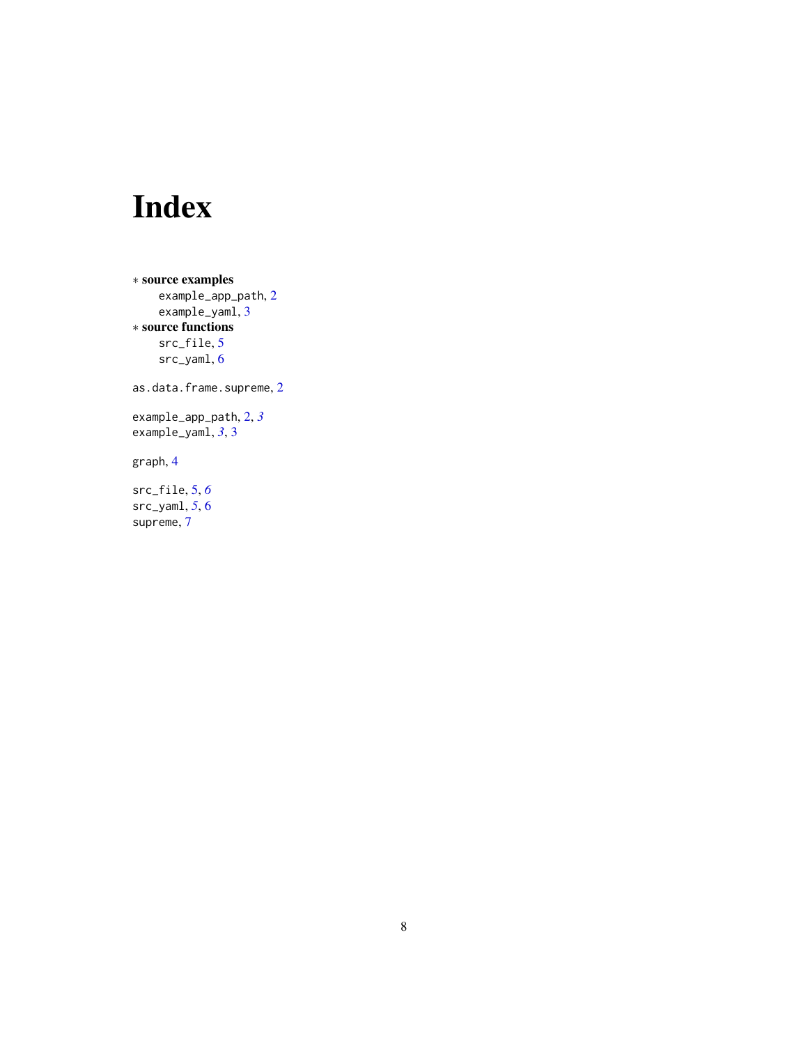# Index

∗ **source examples**
    example_app_path, 2
    example_yaml, 3
∗ **source functions**
    src_file, 5
    src_yaml, 6

as.data.frame.supreme, 2

example_app_path, 2, *3*
example_yaml, *3*, 3

graph, 4

src_file, 5, *6*
src_yaml, *5*, 6
supreme, 7